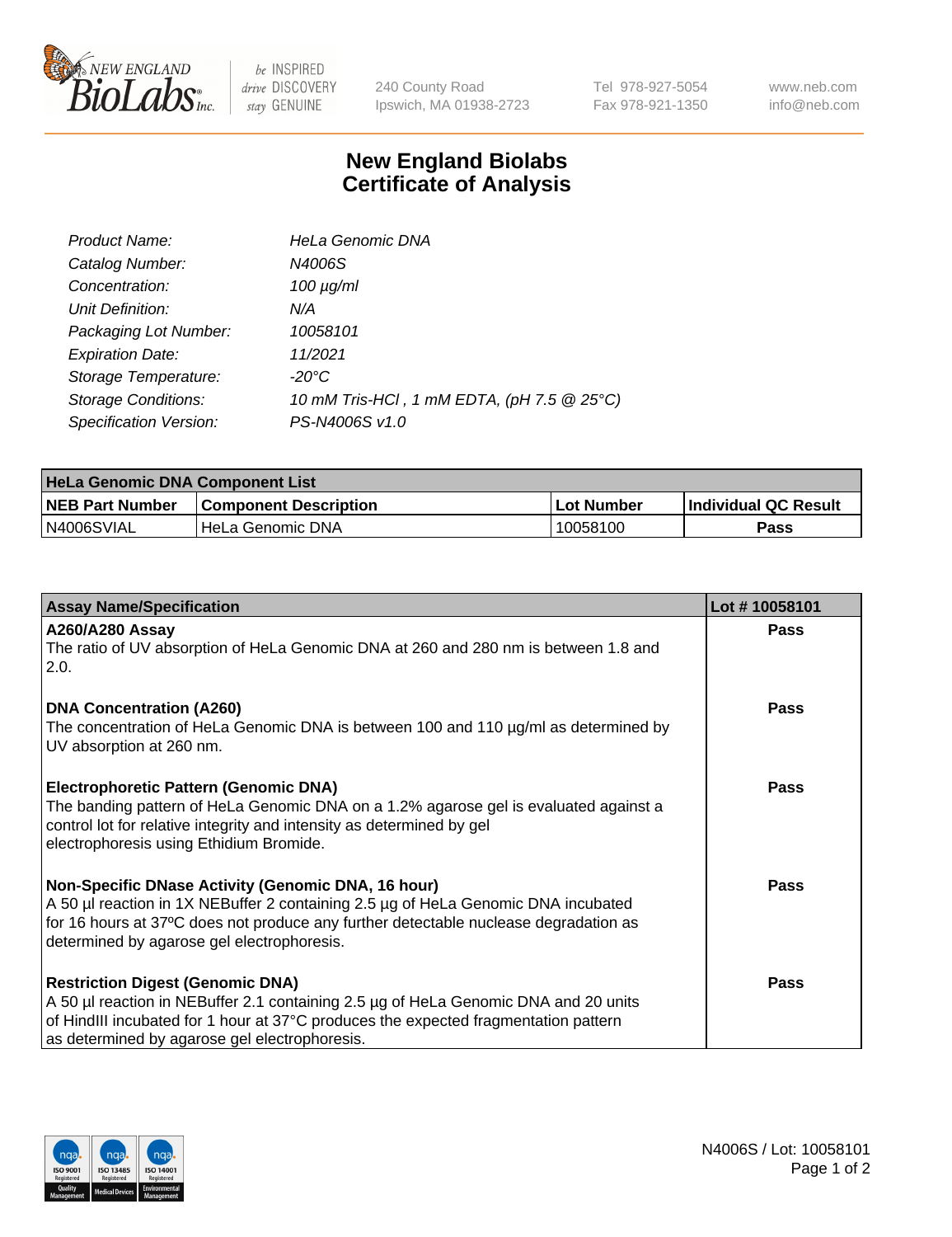# New England Biolabs Certificate of Analysis

| | |
|---|---|
| Product Name: | HeLa Genomic DNA |
| Catalog Number: | N4006S |
| Concentration: | 100 µg/ml |
| Unit Definition: | N/A |
| Packaging Lot Number: | 10058101 |
| Expiration Date: | 11/2021 |
| Storage Temperature: | -20°C |
| Storage Conditions: | 10 mM Tris-HCl , 1 mM EDTA, (pH 7.5 @ 25°C) |
| Specification Version: | PS-N4006S v1.0 |

| HeLa Genomic DNA Component List | | | |
|---|---|---|---|
| **NEB Part Number** | **Component Description** | **Lot Number** | **Individual QC Result** |
| N4006SVIAL | HeLa Genomic DNA | 10058100 | **Pass** |

| Assay Name/Specification | Lot # 10058101 |
|---|---|
| **A260/A280 Assay**<br>The ratio of UV absorption of HeLa Genomic DNA at 260 and 280 nm is between 1.8 and 2.0. | **Pass** |
| **DNA Concentration (A260)**<br>The concentration of HeLa Genomic DNA is between 100 and 110 µg/ml as determined by UV absorption at 260 nm. | **Pass** |
| **Electrophoretic Pattern (Genomic DNA)**<br>The banding pattern of HeLa Genomic DNA on a 1.2% agarose gel is evaluated against a control lot for relative integrity and intensity as determined by gel electrophoresis using Ethidium Bromide. | **Pass** |
| **Non-Specific DNase Activity (Genomic DNA, 16 hour)**<br>A 50 µl reaction in 1X NEBuffer 2 containing 2.5 µg of HeLa Genomic DNA incubated for 16 hours at 37ºC does not produce any further detectable nuclease degradation as determined by agarose gel electrophoresis. | **Pass** |
| **Restriction Digest (Genomic DNA)**<br>A 50 µl reaction in NEBuffer 2.1 containing 2.5 µg of HeLa Genomic DNA and 20 units of HindIII incubated for 1 hour at 37°C produces the expected fragmentation pattern as determined by agarose gel electrophoresis. | **Pass** |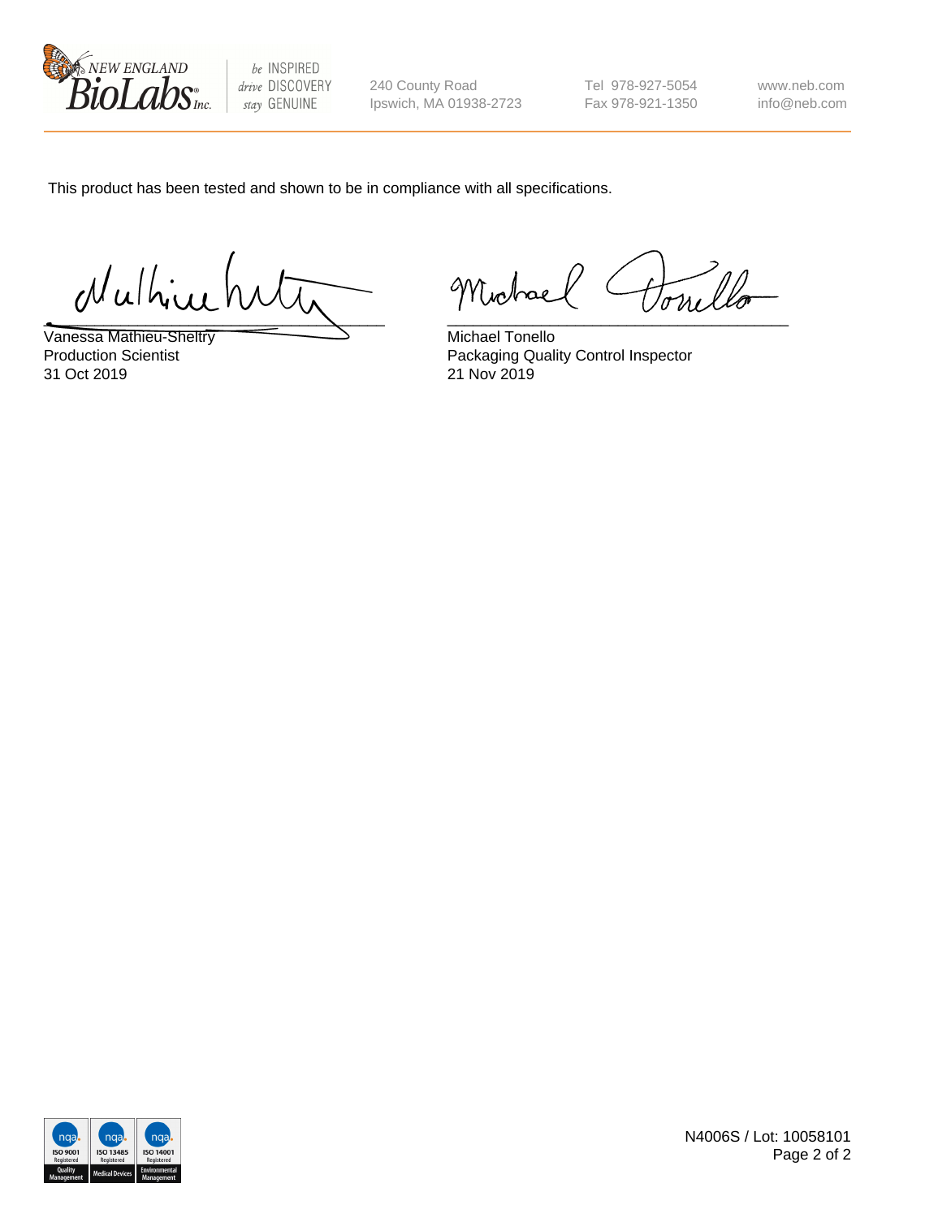This product has been tested and shown to be in compliance with all specifications.

Vanessa Mathieu-Sheltry
Production Scientist
31 Oct 2019

Michael Tonello
Packaging Quality Control Inspector
21 Nov 2019

N4006S / Lot: 10058101